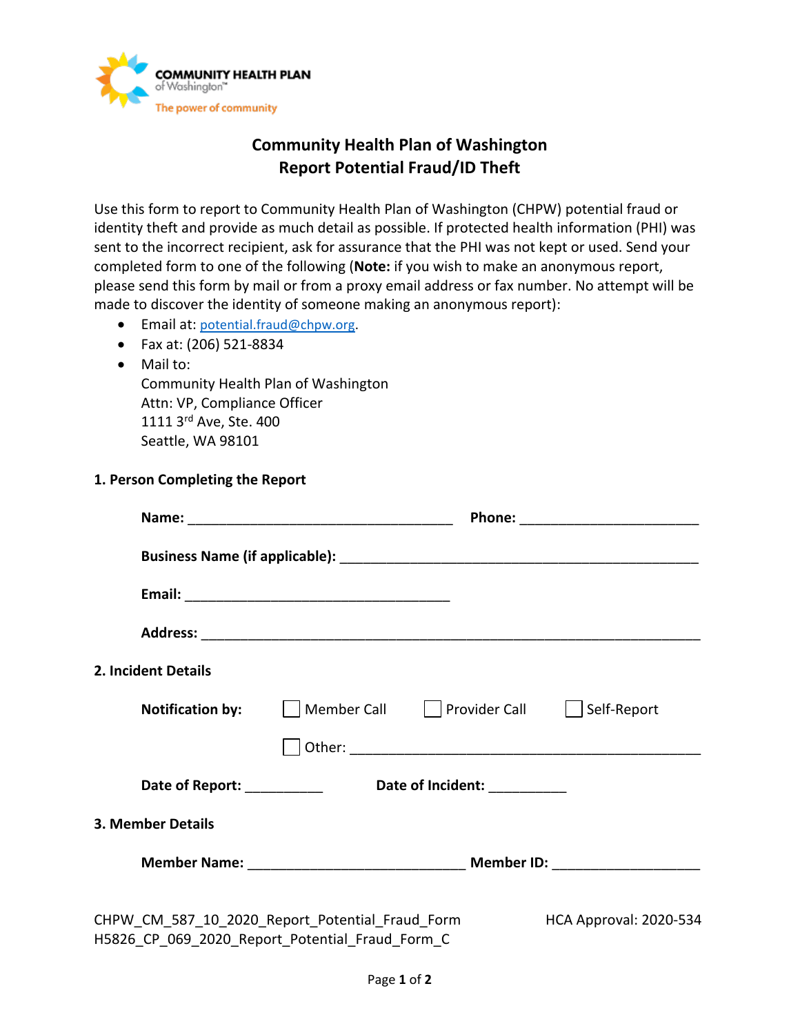COMMUNITY HEALTH PLAN of Washington™

The power of community

# Community Health Plan of Washington
# Report Potential Fraud/ID Theft

Use this form to report to Community Health Plan of Washington (CHPW) potential fraud or identity theft and provide as much detail as possible. If protected health information (PHI) was sent to the incorrect recipient, ask for assurance that the PHI was not kept or used. Send your completed form to one of the following (**Note:** if you wish to make an anonymous report, please send this form by mail or from a proxy email address or fax number. No attempt will be made to discover the identity of someone making an anonymous report):

- Email at: potential.fraud@chpw.org.
- Fax at: (206) 521-8834
- Mail to:
  Community Health Plan of Washington
  Attn: VP, Compliance Officer
  1111 3rd Ave, Ste. 400
  Seattle, WA 98101

## 1. Person Completing the Report

**Name:** ___________________________________ **Phone:** _______________________

**Business Name (if applicable):** _______________________________________________

**Email:** ___________________________________

**Address:** _________________________________________________________________

## 2. Incident Details

**Notification by:** ☐ Member Call ☐ Provider Call ☐ Self-Report

☐ Other: ______________________________________________

**Date of Report:** __________ **Date of Incident:** __________

## 3. Member Details

**Member Name:** ____________________________ **Member ID:** ___________________

CHPW_CM_587_10_2020_Report_Potential_Fraud_Form HCA Approval: 2020-534
H5826_CP_069_2020_Report_Potential_Fraud_Form_C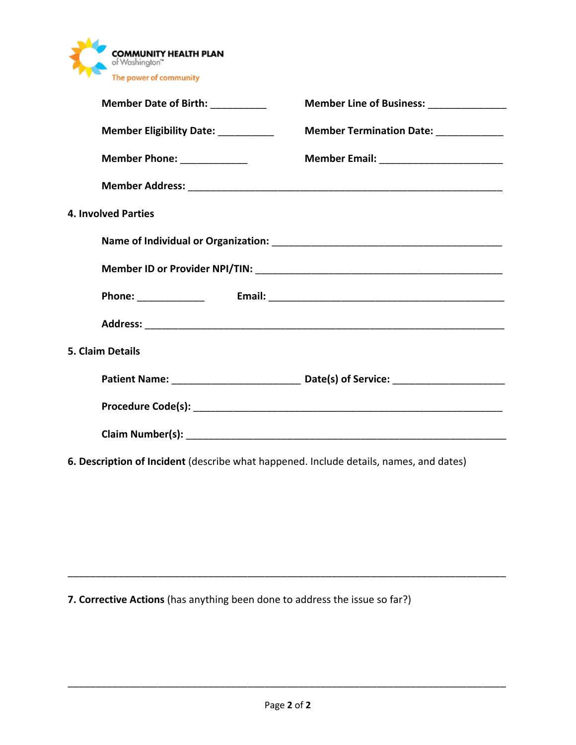**Member Date of Birth:** __________ **Member Line of Business:** ______________

**Member Eligibility Date:** __________ **Member Termination Date:** ____________

**Member Phone:** ____________ **Member Email:** ______________________

**Member Address:** __________________________________________________________

**4. Involved Parties**

**Name of Individual or Organization:** __________________________________________

**Member ID or Provider NPI/TIN:** ______________________________________________

**Phone:** ____________ **Email:** ____________________________________________

**Address:** ___________________________________________________________________

**5. Claim Details**

**Patient Name:** _______________________ **Date(s) of Service:** ____________________

**Procedure Code(s):** ________________________________________________________

**Claim Number(s):** _________________________________________________________

**6. Description of Incident** (describe what happened. Include details, names, and dates)

________________________________________________________________________________

**7. Corrective Actions** (has anything been done to address the issue so far?)

________________________________________________________________________________